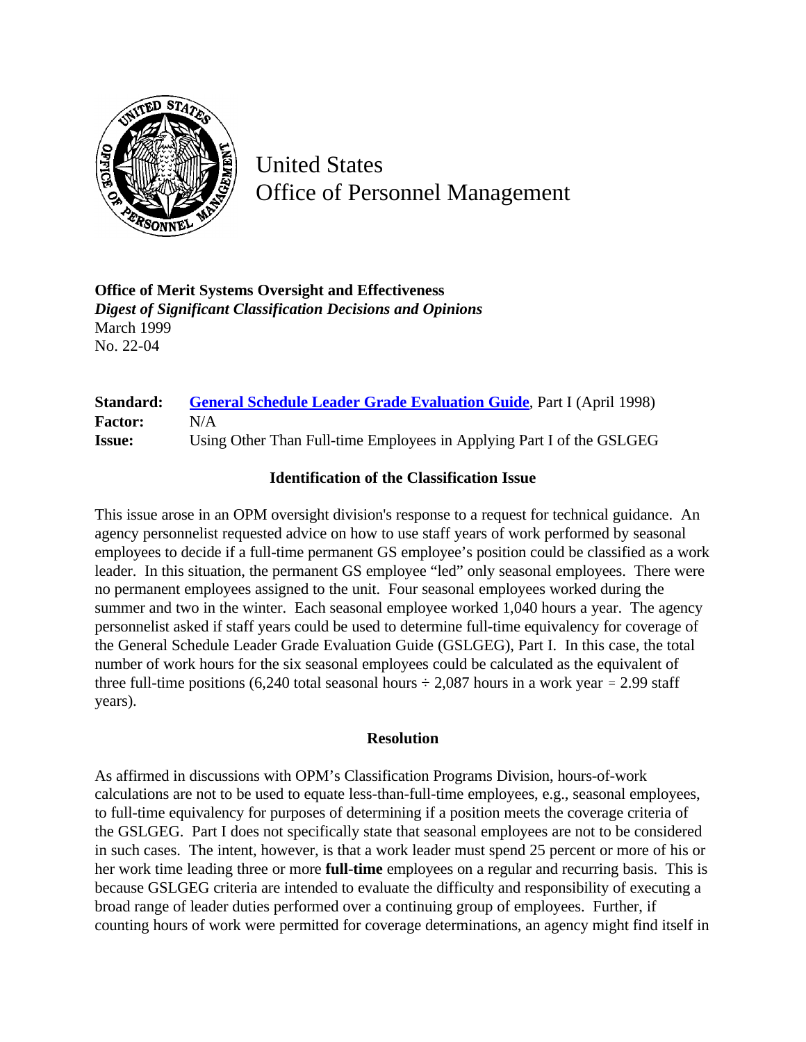United States
Office of Personnel Management

**Office of Merit Systems Oversight and Effectiveness**
***Digest of Significant Classification Decisions and Opinions***
March 1999
No. 22-04

**Standard:** General Schedule Leader Grade Evaluation Guide, Part I (April 1998)
**Factor:** N/A
**Issue:** Using Other Than Full-time Employees in Applying Part I of the GSLGEG

### Identification of the Classification Issue

This issue arose in an OPM oversight division's response to a request for technical guidance. An agency personnelist requested advice on how to use staff years of work performed by seasonal employees to decide if a full-time permanent GS employee's position could be classified as a work leader. In this situation, the permanent GS employee "led" only seasonal employees. There were no permanent employees assigned to the unit. Four seasonal employees worked during the summer and two in the winter. Each seasonal employee worked 1,040 hours a year. The agency personnelist asked if staff years could be used to determine full-time equivalency for coverage of the General Schedule Leader Grade Evaluation Guide (GSLGEG), Part I. In this case, the total number of work hours for the six seasonal employees could be calculated as the equivalent of three full-time positions (6,240 total seasonal hours ÷ 2,087 hours in a work year = 2.99 staff years).

### Resolution

As affirmed in discussions with OPM's Classification Programs Division, hours-of-work calculations are not to be used to equate less-than-full-time employees, e.g., seasonal employees, to full-time equivalency for purposes of determining if a position meets the coverage criteria of the GSLGEG. Part I does not specifically state that seasonal employees are not to be considered in such cases. The intent, however, is that a work leader must spend 25 percent or more of his or her work time leading three or more **full-time** employees on a regular and recurring basis. This is because GSLGEG criteria are intended to evaluate the difficulty and responsibility of executing a broad range of leader duties performed over a continuing group of employees. Further, if counting hours of work were permitted for coverage determinations, an agency might find itself in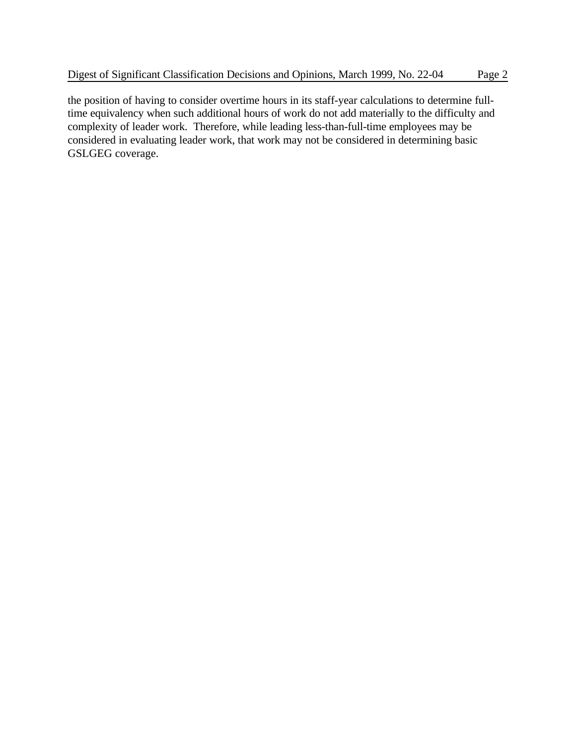the position of having to consider overtime hours in its staff-year calculations to determine full-time equivalency when such additional hours of work do not add materially to the difficulty and complexity of leader work. Therefore, while leading less-than-full-time employees may be considered in evaluating leader work, that work may not be considered in determining basic GSLGEG coverage.